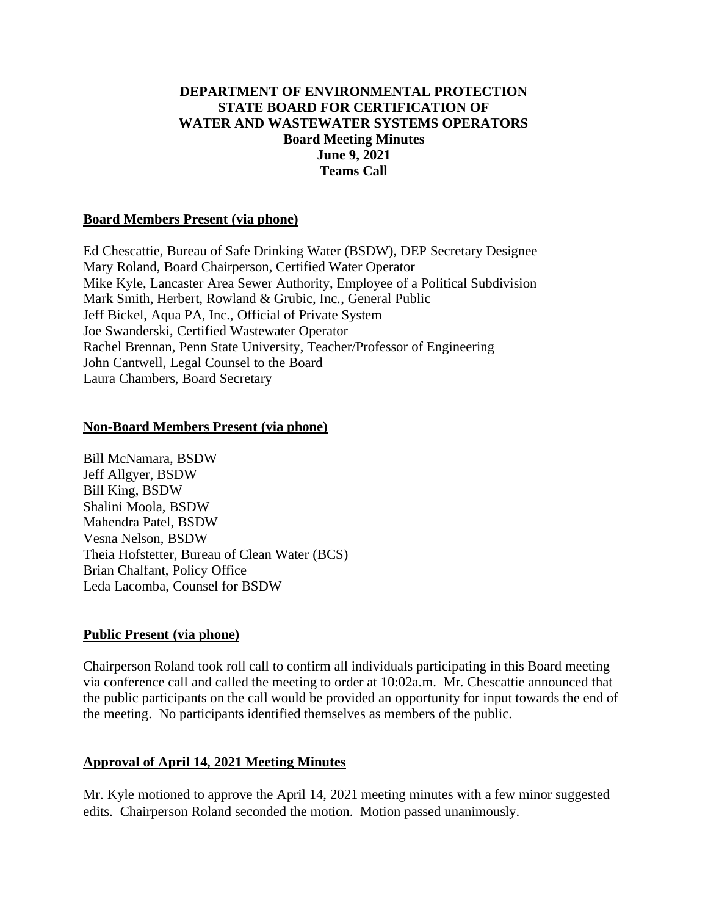**DEPARTMENT OF ENVIRONMENTAL PROTECTION**
**STATE BOARD FOR CERTIFICATION OF**
**WATER AND WASTEWATER SYSTEMS OPERATORS**
**Board Meeting Minutes**
**June 9, 2021**
**Teams Call**

## Board Members Present (via phone)

Ed Chescattie, Bureau of Safe Drinking Water (BSDW), DEP Secretary Designee
Mary Roland, Board Chairperson, Certified Water Operator
Mike Kyle, Lancaster Area Sewer Authority, Employee of a Political Subdivision
Mark Smith, Herbert, Rowland & Grubic, Inc., General Public
Jeff Bickel, Aqua PA, Inc., Official of Private System
Joe Swanderski, Certified Wastewater Operator
Rachel Brennan, Penn State University, Teacher/Professor of Engineering
John Cantwell, Legal Counsel to the Board
Laura Chambers, Board Secretary

## Non-Board Members Present (via phone)

Bill McNamara, BSDW
Jeff Allgyer, BSDW
Bill King, BSDW
Shalini Moola, BSDW
Mahendra Patel, BSDW
Vesna Nelson, BSDW
Theia Hofstetter, Bureau of Clean Water (BCS)
Brian Chalfant, Policy Office
Leda Lacomba, Counsel for BSDW

## Public Present (via phone)

Chairperson Roland took roll call to confirm all individuals participating in this Board meeting via conference call and called the meeting to order at 10:02a.m. Mr. Chescattie announced that the public participants on the call would be provided an opportunity for input towards the end of the meeting. No participants identified themselves as members of the public.

## Approval of April 14, 2021 Meeting Minutes

Mr. Kyle motioned to approve the April 14, 2021 meeting minutes with a few minor suggested edits. Chairperson Roland seconded the motion. Motion passed unanimously.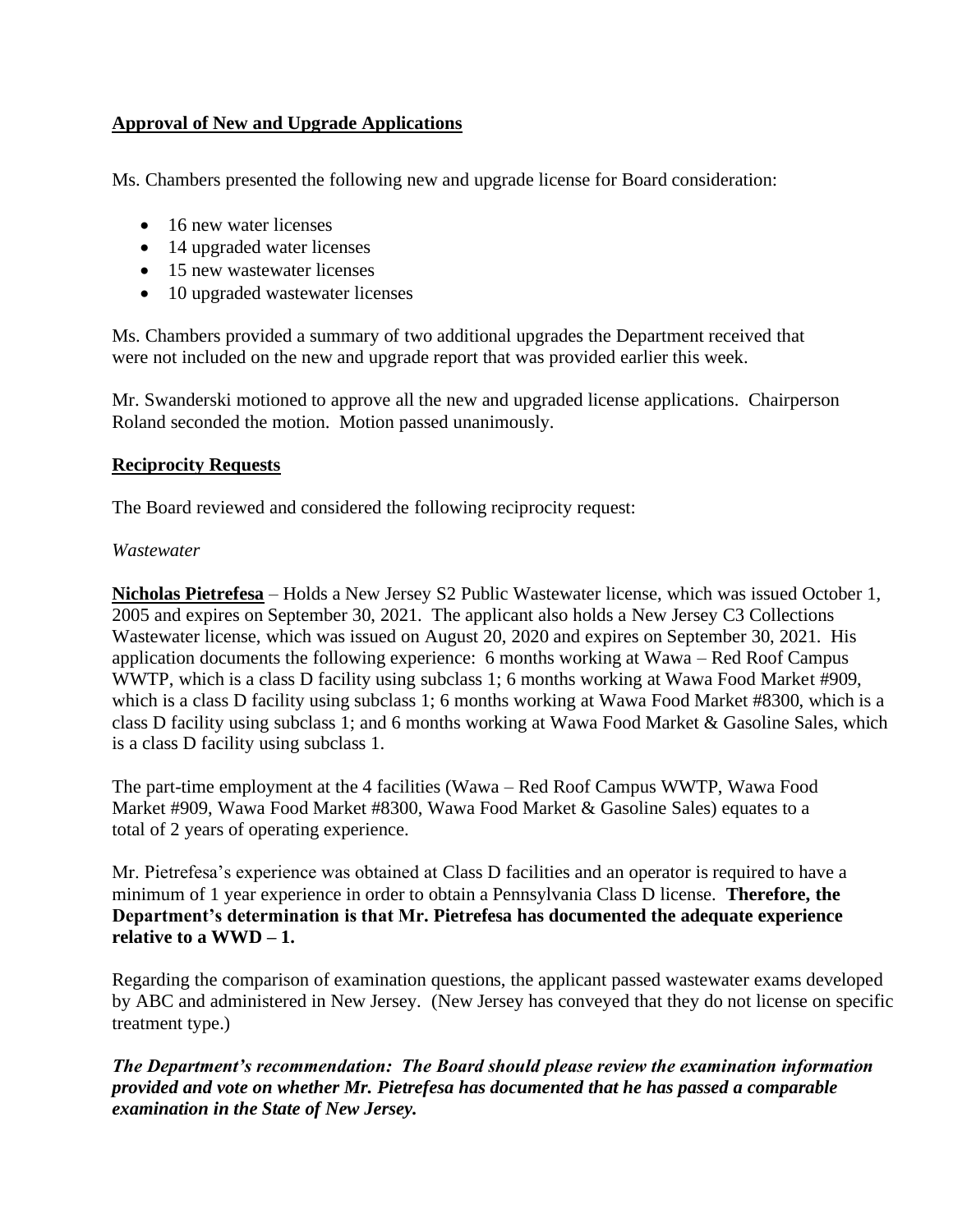**Approval of New and Upgrade Applications**

Ms. Chambers presented the following new and upgrade license for Board consideration:

- 16 new water licenses
- 14 upgraded water licenses
- 15 new wastewater licenses
- 10 upgraded wastewater licenses

Ms. Chambers provided a summary of two additional upgrades the Department received that were not included on the new and upgrade report that was provided earlier this week.

Mr. Swanderski motioned to approve all the new and upgraded license applications. Chairperson Roland seconded the motion. Motion passed unanimously.

**Reciprocity Requests**

The Board reviewed and considered the following reciprocity request:

*Wastewater*

**Nicholas Pietrefesa** – Holds a New Jersey S2 Public Wastewater license, which was issued October 1, 2005 and expires on September 30, 2021. The applicant also holds a New Jersey C3 Collections Wastewater license, which was issued on August 20, 2020 and expires on September 30, 2021. His application documents the following experience: 6 months working at Wawa – Red Roof Campus WWTP, which is a class D facility using subclass 1; 6 months working at Wawa Food Market #909, which is a class D facility using subclass 1; 6 months working at Wawa Food Market #8300, which is a class D facility using subclass 1; and 6 months working at Wawa Food Market & Gasoline Sales, which is a class D facility using subclass 1.

The part-time employment at the 4 facilities (Wawa – Red Roof Campus WWTP, Wawa Food Market #909, Wawa Food Market #8300, Wawa Food Market & Gasoline Sales) equates to a total of 2 years of operating experience.

Mr. Pietrefesa's experience was obtained at Class D facilities and an operator is required to have a minimum of 1 year experience in order to obtain a Pennsylvania Class D license. **Therefore, the Department's determination is that Mr. Pietrefesa has documented the adequate experience relative to a WWD – 1.**

Regarding the comparison of examination questions, the applicant passed wastewater exams developed by ABC and administered in New Jersey. (New Jersey has conveyed that they do not license on specific treatment type.)

***The Department's recommendation: The Board should please review the examination information provided and vote on whether Mr. Pietrefesa has documented that he has passed a comparable examination in the State of New Jersey.***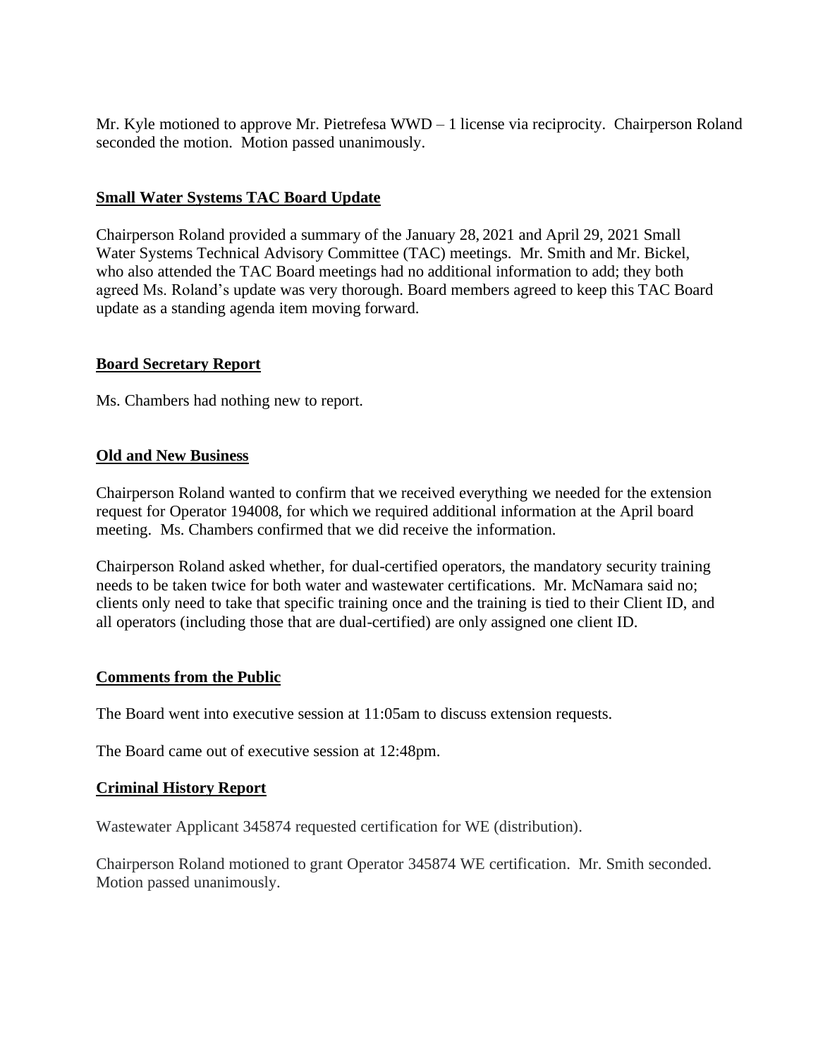Mr. Kyle motioned to approve Mr. Pietrefesa WWD – 1 license via reciprocity. Chairperson Roland seconded the motion. Motion passed unanimously.

## **Small Water Systems TAC Board Update**

Chairperson Roland provided a summary of the January 28, 2021 and April 29, 2021 Small Water Systems Technical Advisory Committee (TAC) meetings. Mr. Smith and Mr. Bickel, who also attended the TAC Board meetings had no additional information to add; they both agreed Ms. Roland's update was very thorough. Board members agreed to keep this TAC Board update as a standing agenda item moving forward.

## **Board Secretary Report**

Ms. Chambers had nothing new to report.

## **Old and New Business**

Chairperson Roland wanted to confirm that we received everything we needed for the extension request for Operator 194008, for which we required additional information at the April board meeting. Ms. Chambers confirmed that we did receive the information.

Chairperson Roland asked whether, for dual-certified operators, the mandatory security training needs to be taken twice for both water and wastewater certifications. Mr. McNamara said no; clients only need to take that specific training once and the training is tied to their Client ID, and all operators (including those that are dual-certified) are only assigned one client ID.

## **Comments from the Public**

The Board went into executive session at 11:05am to discuss extension requests.

The Board came out of executive session at 12:48pm.

## **Criminal History Report**

Wastewater Applicant 345874 requested certification for WE (distribution).

Chairperson Roland motioned to grant Operator 345874 WE certification. Mr. Smith seconded. Motion passed unanimously.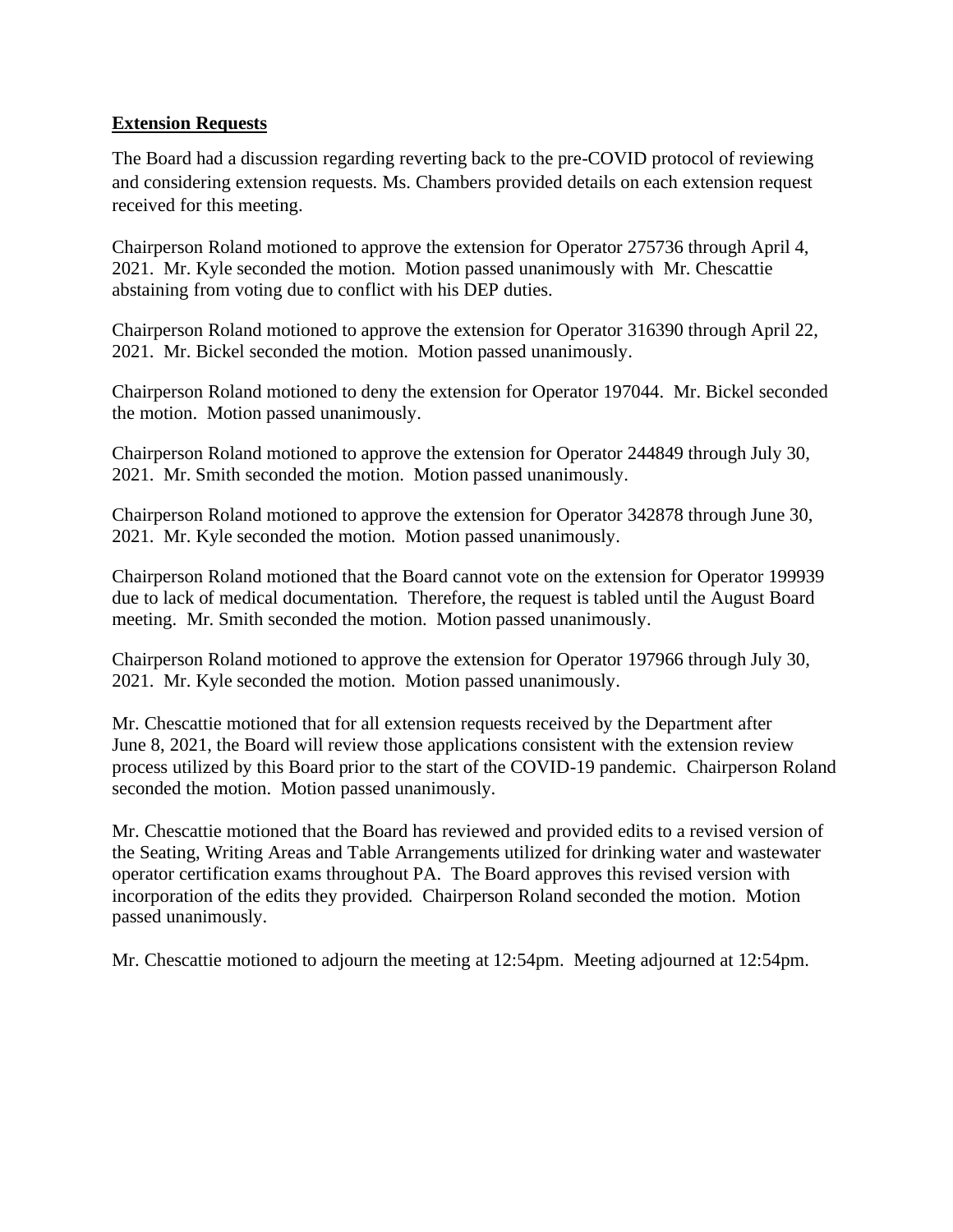**Extension Requests**

The Board had a discussion regarding reverting back to the pre-COVID protocol of reviewing and considering extension requests. Ms. Chambers provided details on each extension request received for this meeting.

Chairperson Roland motioned to approve the extension for Operator 275736 through April 4, 2021. Mr. Kyle seconded the motion. Motion passed unanimously with Mr. Chescattie abstaining from voting due to conflict with his DEP duties.

Chairperson Roland motioned to approve the extension for Operator 316390 through April 22, 2021. Mr. Bickel seconded the motion. Motion passed unanimously.

Chairperson Roland motioned to deny the extension for Operator 197044. Mr. Bickel seconded the motion. Motion passed unanimously.

Chairperson Roland motioned to approve the extension for Operator 244849 through July 30, 2021. Mr. Smith seconded the motion. Motion passed unanimously.

Chairperson Roland motioned to approve the extension for Operator 342878 through June 30, 2021. Mr. Kyle seconded the motion. Motion passed unanimously.

Chairperson Roland motioned that the Board cannot vote on the extension for Operator 199939 due to lack of medical documentation. Therefore, the request is tabled until the August Board meeting. Mr. Smith seconded the motion. Motion passed unanimously.

Chairperson Roland motioned to approve the extension for Operator 197966 through July 30, 2021. Mr. Kyle seconded the motion. Motion passed unanimously.

Mr. Chescattie motioned that for all extension requests received by the Department after June 8, 2021, the Board will review those applications consistent with the extension review process utilized by this Board prior to the start of the COVID-19 pandemic. Chairperson Roland seconded the motion. Motion passed unanimously.

Mr. Chescattie motioned that the Board has reviewed and provided edits to a revised version of the Seating, Writing Areas and Table Arrangements utilized for drinking water and wastewater operator certification exams throughout PA. The Board approves this revised version with incorporation of the edits they provided. Chairperson Roland seconded the motion. Motion passed unanimously.

Mr. Chescattie motioned to adjourn the meeting at 12:54pm. Meeting adjourned at 12:54pm.